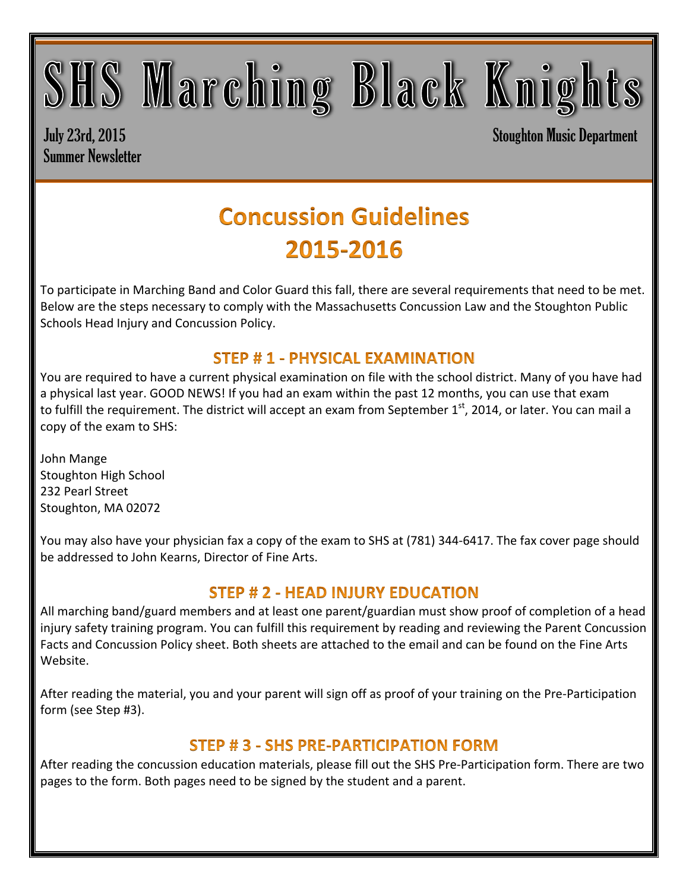# SHS Marching Black Knights

July 23rd, 2015
Summer Newsletter

Stoughton Music Department

## Concussion Guidelines 2015-2016

To participate in Marching Band and Color Guard this fall, there are several requirements that need to be met. Below are the steps necessary to comply with the Massachusetts Concussion Law and the Stoughton Public Schools Head Injury and Concussion Policy.

### STEP # 1 - PHYSICAL EXAMINATION

You are required to have a current physical examination on file with the school district. Many of you have had a physical last year. GOOD NEWS! If you had an exam within the past 12 months, you can use that exam to fulfill the requirement. The district will accept an exam from September 1st, 2014, or later. You can mail a copy of the exam to SHS:

John Mange
Stoughton High School
232 Pearl Street
Stoughton, MA 02072

You may also have your physician fax a copy of the exam to SHS at (781) 344-6417. The fax cover page should be addressed to John Kearns, Director of Fine Arts.

### STEP # 2 - HEAD INJURY EDUCATION

All marching band/guard members and at least one parent/guardian must show proof of completion of a head injury safety training program. You can fulfill this requirement by reading and reviewing the Parent Concussion Facts and Concussion Policy sheet. Both sheets are attached to the email and can be found on the Fine Arts Website.

After reading the material, you and your parent will sign off as proof of your training on the Pre-Participation form (see Step #3).

### STEP # 3 - SHS PRE-PARTICIPATION FORM

After reading the concussion education materials, please fill out the SHS Pre-Participation form. There are two pages to the form. Both pages need to be signed by the student and a parent.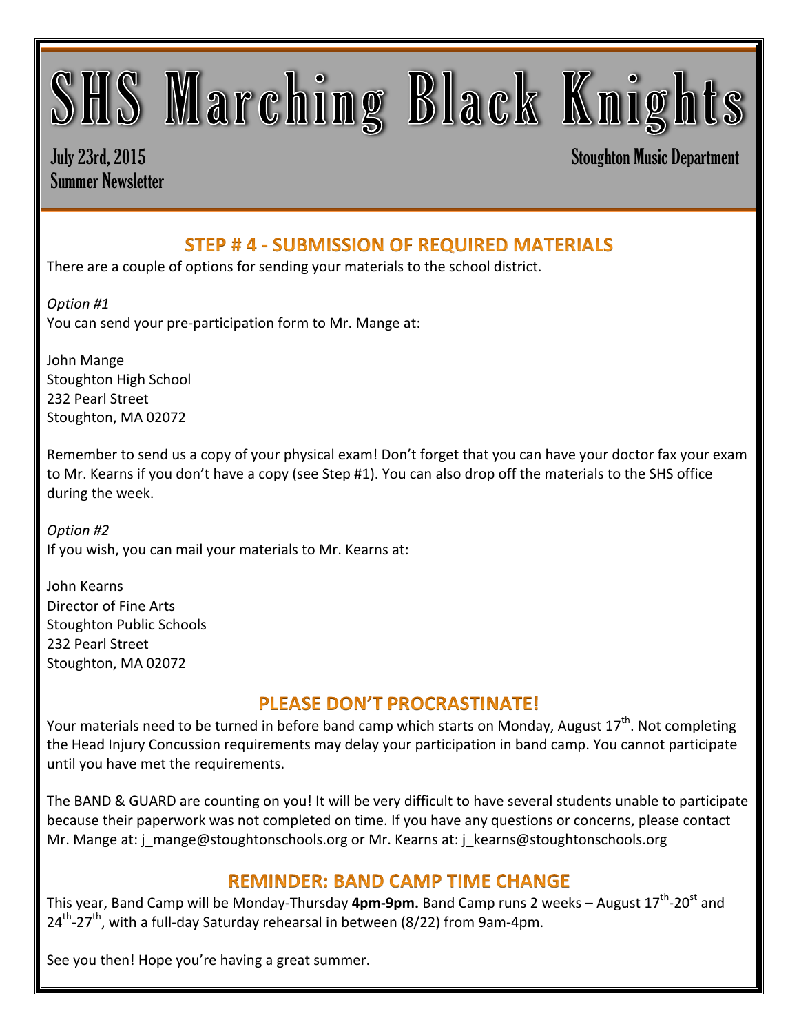# SHS Marching Black Knights

July 23rd, 2015
Summer Newsletter

Stoughton Music Department

## STEP # 4 - SUBMISSION OF REQUIRED MATERIALS

There are a couple of options for sending your materials to the school district.

*Option #1*
You can send your pre-participation form to Mr. Mange at:

John Mange
Stoughton High School
232 Pearl Street
Stoughton, MA 02072

Remember to send us a copy of your physical exam! Don't forget that you can have your doctor fax your exam to Mr. Kearns if you don't have a copy (see Step #1). You can also drop off the materials to the SHS office during the week.

*Option #2*
If you wish, you can mail your materials to Mr. Kearns at:

John Kearns
Director of Fine Arts
Stoughton Public Schools
232 Pearl Street
Stoughton, MA 02072

## PLEASE DON'T PROCRASTINATE!

Your materials need to be turned in before band camp which starts on Monday, August 17th. Not completing the Head Injury Concussion requirements may delay your participation in band camp. You cannot participate until you have met the requirements.

The BAND & GUARD are counting on you! It will be very difficult to have several students unable to participate because their paperwork was not completed on time. If you have any questions or concerns, please contact Mr. Mange at: j_mange@stoughtonschools.org or Mr. Kearns at: j_kearns@stoughtonschools.org

## REMINDER: BAND CAMP TIME CHANGE

This year, Band Camp will be Monday-Thursday **4pm-9pm.** Band Camp runs 2 weeks – August 17th-20st and 24th-27th, with a full-day Saturday rehearsal in between (8/22) from 9am-4pm.

See you then! Hope you're having a great summer.